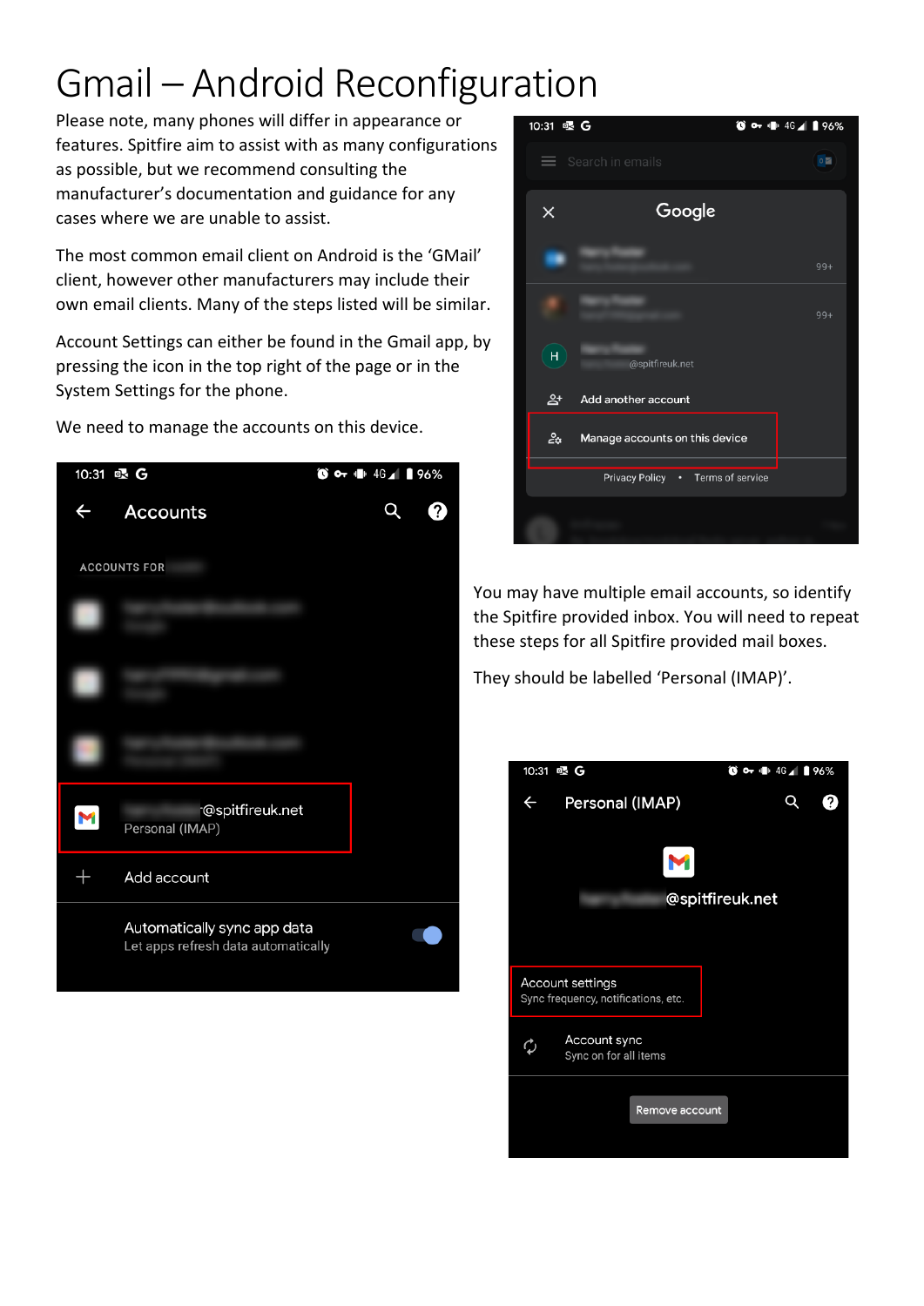# Gmail – Android Reconfiguration

Please note, many phones will differ in appearance or features. Spitfire aim to assist with as many configurations as possible, but we recommend consulting the manufacturer's documentation and guidance for any cases where we are unable to assist.

The most common email client on Android is the 'GMail' client, however other manufacturers may include their own email clients. Many of the steps listed will be similar.

Account Settings can either be found in the Gmail app, by pressing the icon in the top right of the page or in the System Settings for the phone.

We need to manage the accounts on this device.

You may have multiple email accounts, so identify the Spitfire provided inbox. You will need to repeat these steps for all Spitfire provided mail boxes.

They should be labelled 'Personal (IMAP)'.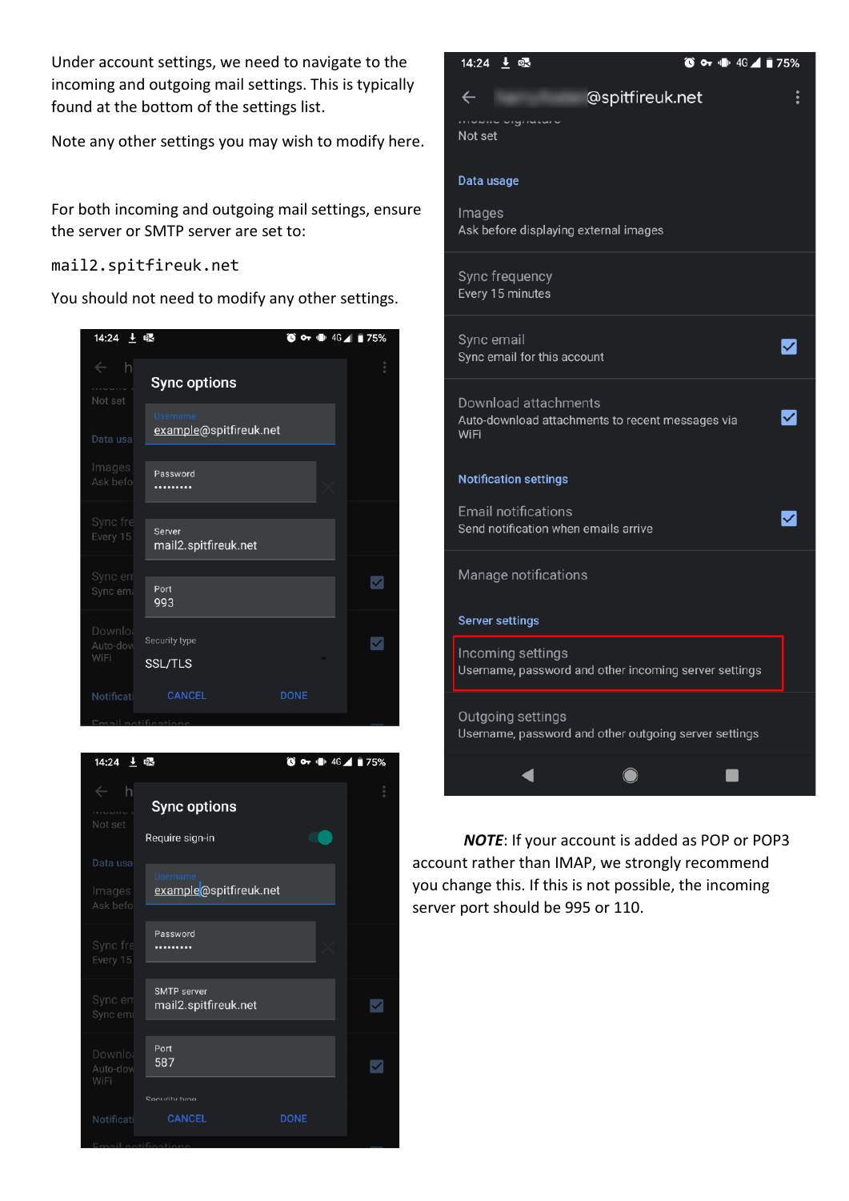Under account settings, we need to navigate to the incoming and outgoing mail settings. This is typically found at the bottom of the settings list.

Note any other settings you may wish to modify here.

For both incoming and outgoing mail settings, ensure the server or SMTP server are set to:

```
mail2.spitfireuk.net
```

You should not need to modify any other settings.

***NOTE***: If your account is added as POP or POP3 account rather than IMAP, we strongly recommend you change this. If this is not possible, the incoming server port should be 995 or 110.